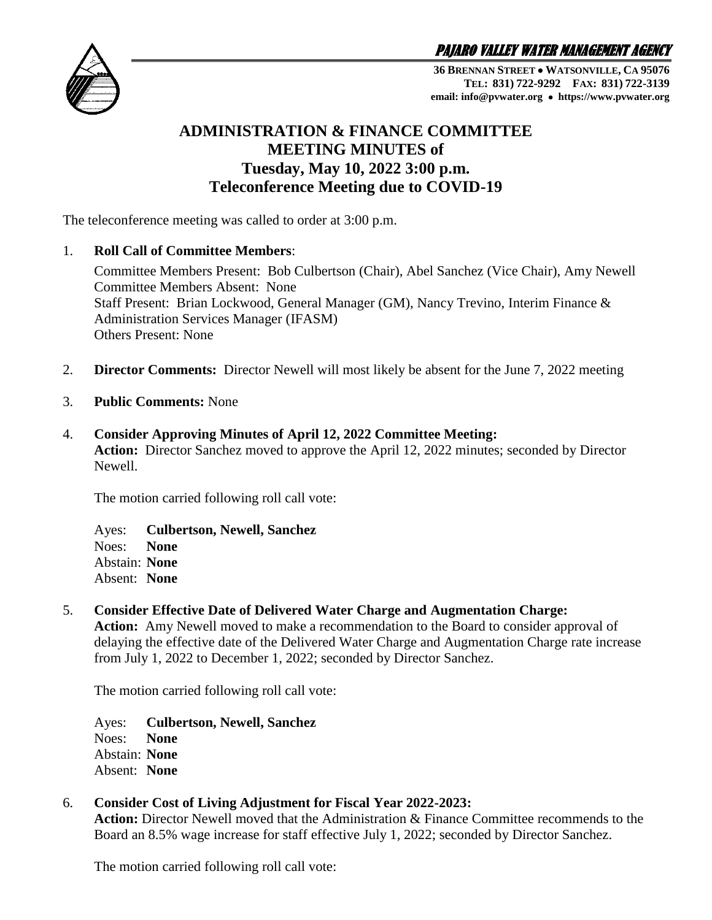**PAJARO VALLEY WATER MANAGEMENT AGENCY**

**36 BRENNAN STREET • WATSONVILLE, CA 95076**
**TEL: 831) 722-9292 FAX: 831) 722-3139**
**email: info@pvwater.org • https://www.pvwater.org**

# ADMINISTRATION & FINANCE COMMITTEE MEETING MINUTES of Tuesday, May 10, 2022 3:00 p.m. Teleconference Meeting due to COVID-19

The teleconference meeting was called to order at 3:00 p.m.

1. **Roll Call of Committee Members**:

   Committee Members Present: Bob Culbertson (Chair), Abel Sanchez (Vice Chair), Amy Newell
   Committee Members Absent: None
   Staff Present: Brian Lockwood, General Manager (GM), Nancy Trevino, Interim Finance & Administration Services Manager (IFASM)
   Others Present: None

2. **Director Comments:** Director Newell will most likely be absent for the June 7, 2022 meeting

3. **Public Comments:** None

4. **Consider Approving Minutes of April 12, 2022 Committee Meeting:**
   **Action:** Director Sanchez moved to approve the April 12, 2022 minutes; seconded by Director Newell.

   The motion carried following roll call vote:

   Ayes: **Culbertson, Newell, Sanchez**
   Noes: **None**
   Abstain: **None**
   Absent: **None**

5. **Consider Effective Date of Delivered Water Charge and Augmentation Charge:**
   **Action:** Amy Newell moved to make a recommendation to the Board to consider approval of delaying the effective date of the Delivered Water Charge and Augmentation Charge rate increase from July 1, 2022 to December 1, 2022; seconded by Director Sanchez.

   The motion carried following roll call vote:

   Ayes: **Culbertson, Newell, Sanchez**
   Noes: **None**
   Abstain: **None**
   Absent: **None**

6. **Consider Cost of Living Adjustment for Fiscal Year 2022-2023:**
   **Action:** Director Newell moved that the Administration & Finance Committee recommends to the Board an 8.5% wage increase for staff effective July 1, 2022; seconded by Director Sanchez.

   The motion carried following roll call vote: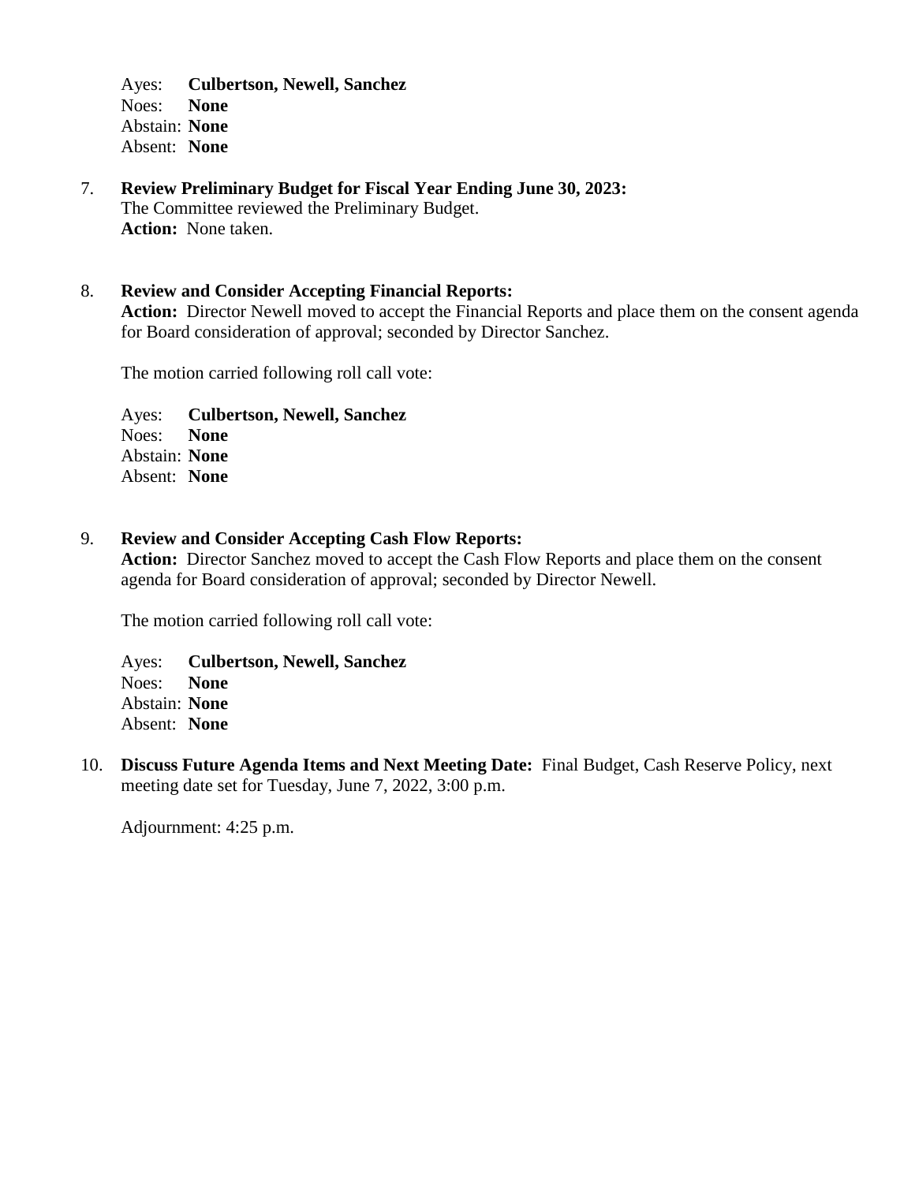Ayes: **Culbertson, Newell, Sanchez**
Noes: **None**
Abstain: **None**
Absent: **None**

7. **Review Preliminary Budget for Fiscal Year Ending June 30, 2023:**
   The Committee reviewed the Preliminary Budget.
   **Action:** None taken.

8. **Review and Consider Accepting Financial Reports:**
   **Action:** Director Newell moved to accept the Financial Reports and place them on the consent agenda for Board consideration of approval; seconded by Director Sanchez.

   The motion carried following roll call vote:

   Ayes: **Culbertson, Newell, Sanchez**
   Noes: **None**
   Abstain: **None**
   Absent: **None**

9. **Review and Consider Accepting Cash Flow Reports:**
   **Action:** Director Sanchez moved to accept the Cash Flow Reports and place them on the consent agenda for Board consideration of approval; seconded by Director Newell.

   The motion carried following roll call vote:

   Ayes: **Culbertson, Newell, Sanchez**
   Noes: **None**
   Abstain: **None**
   Absent: **None**

10. **Discuss Future Agenda Items and Next Meeting Date:** Final Budget, Cash Reserve Policy, next meeting date set for Tuesday, June 7, 2022, 3:00 p.m.

    Adjournment: 4:25 p.m.